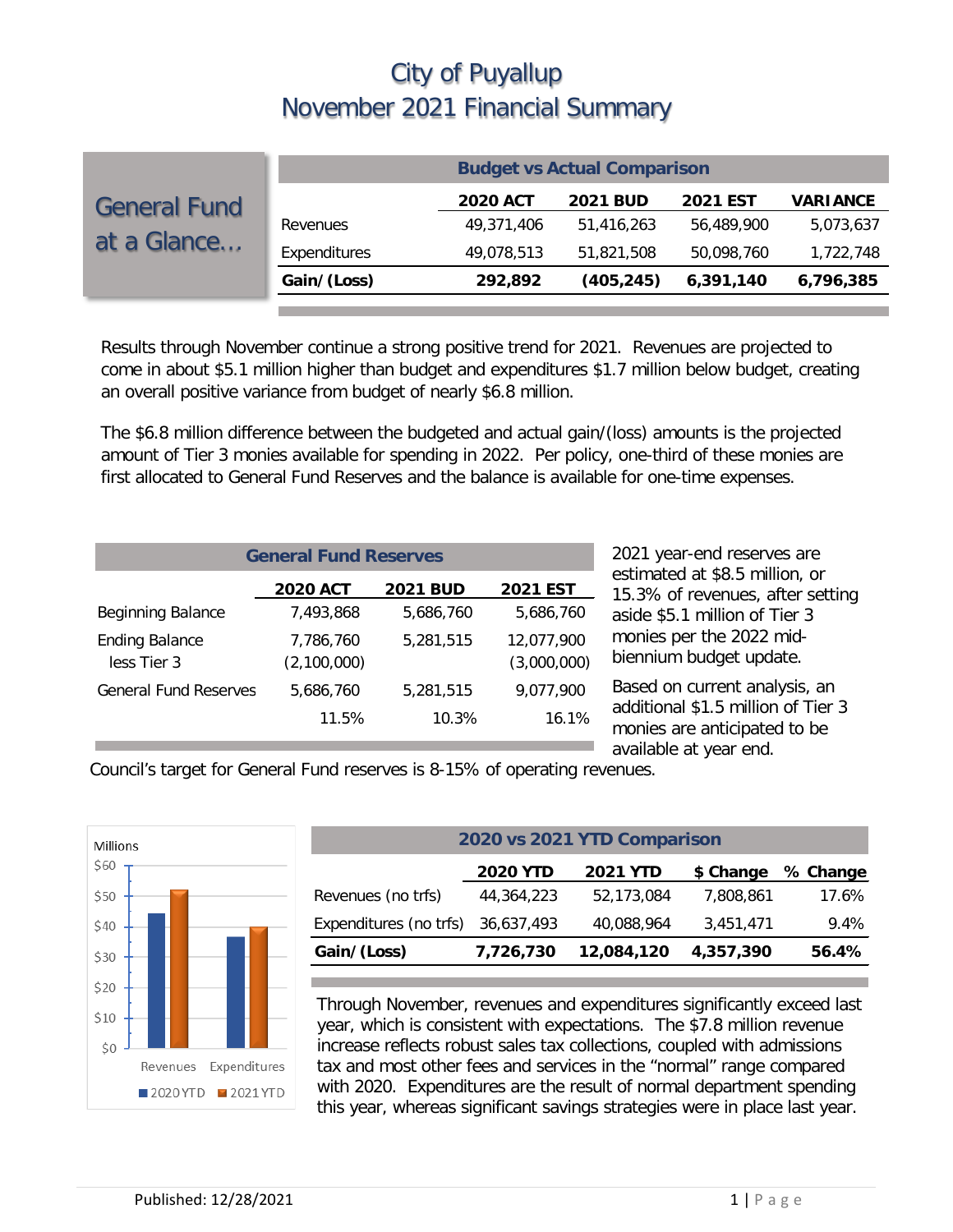# City of Puyallup
# November 2021 Financial Summary

## General Fund at a Glance…

| Budget vs Actual Comparison | 2020 ACT | 2021 BUD | 2021 EST | VARIANCE |
|---|---|---|---|---|
| Revenues | 49,371,406 | 51,416,263 | 56,489,900 | 5,073,637 |
| Expenditures | 49,078,513 | 51,821,508 | 50,098,760 | 1,722,748 |
| **Gain/(Loss)** | **292,892** | **(405,245)** | **6,391,140** | **6,796,385** |

Results through November continue a strong positive trend for 2021. Revenues are projected to come in about $5.1 million higher than budget and expenditures $1.7 million below budget, creating an overall positive variance from budget of nearly $6.8 million.

The $6.8 million difference between the budgeted and actual gain/(loss) amounts is the projected amount of Tier 3 monies available for spending in 2022. Per policy, one-third of these monies are first allocated to General Fund Reserves and the balance is available for one-time expenses.

| General Fund Reserves | 2020 ACT | 2021 BUD | 2021 EST |
|---|---|---|---|
| Beginning Balance | 7,493,868 | 5,686,760 | 5,686,760 |
| Ending Balance | 7,786,760 | 5,281,515 | 12,077,900 |
| less Tier 3 | (2,100,000) | | (3,000,000) |
| General Fund Reserves | 5,686,760 | 5,281,515 | 9,077,900 |
| | 11.5% | 10.3% | 16.1% |

2021 year-end reserves are estimated at $8.5 million, or 15.3% of revenues, after setting aside $5.1 million of Tier 3 monies per the 2022 mid-biennium budget update.

Based on current analysis, an additional $1.5 million of Tier 3 monies are anticipated to be available at year end.

Council's target for General Fund reserves is 8-15% of operating revenues.

| 2020 vs 2021 YTD Comparison | 2020 YTD | 2021 YTD | $ Change | % Change |
|---|---|---|---|---|
| Revenues (no trfs) | 44,364,223 | 52,173,084 | 7,808,861 | 17.6% |
| Expenditures (no trfs) | 36,637,493 | 40,088,964 | 3,451,471 | 9.4% |
| **Gain/(Loss)** | **7,726,730** | **12,084,120** | **4,357,390** | **56.4%** |

Through November, revenues and expenditures significantly exceed last year, which is consistent with expectations. The $7.8 million revenue increase reflects robust sales tax collections, coupled with admissions tax and most other fees and services in the "normal" range compared with 2020. Expenditures are the result of normal department spending this year, whereas significant savings strategies were in place last year.

Published: 12/28/2021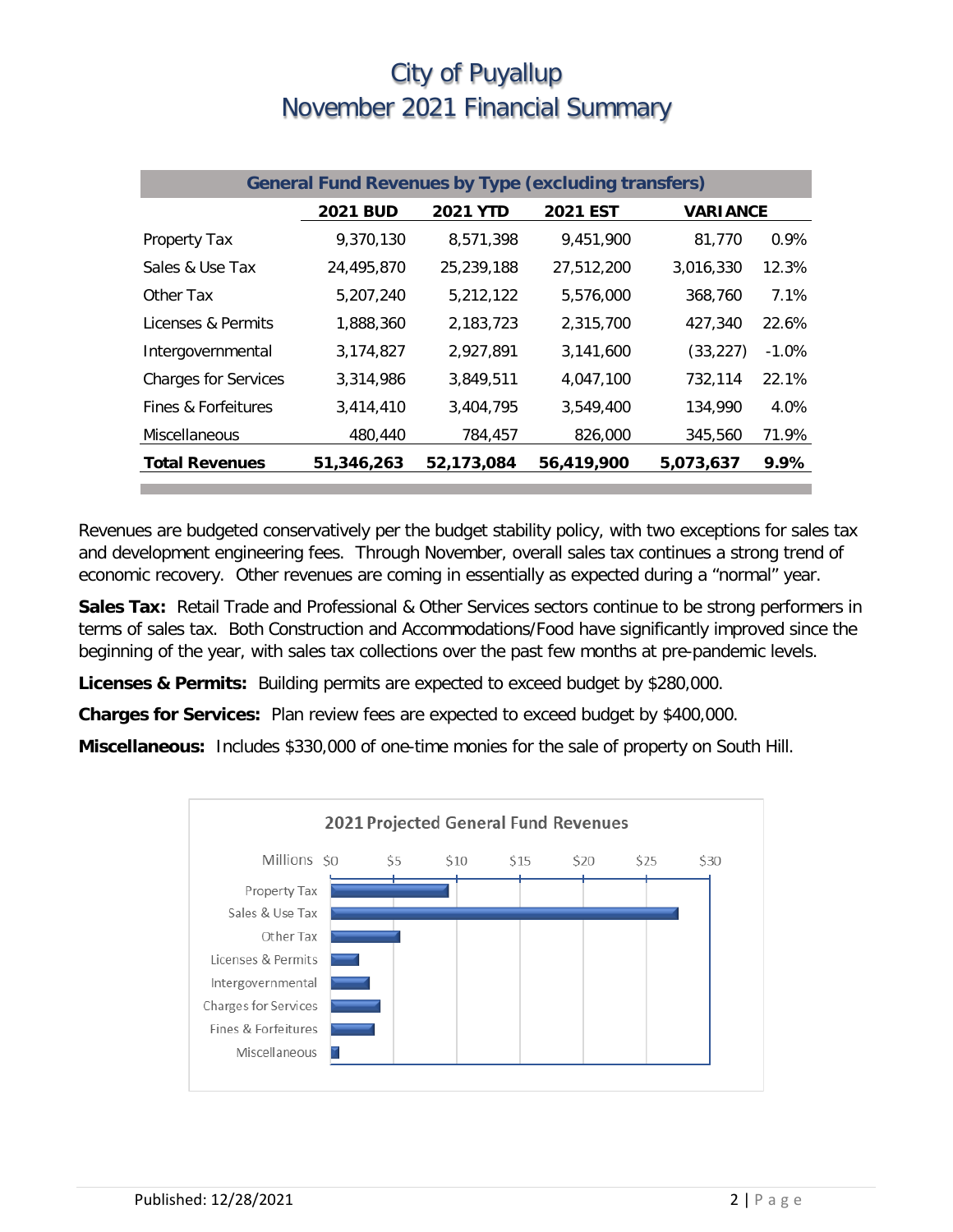# City of Puyallup
# November 2021 Financial Summary

| General Fund Revenues by Type (excluding transfers) | | | | | |
|---|---|---|---|---|---|
| | 2021 BUD | 2021 YTD | 2021 EST | VARIANCE | |
| Property Tax | 9,370,130 | 8,571,398 | 9,451,900 | 81,770 | 0.9% |
| Sales & Use Tax | 24,495,870 | 25,239,188 | 27,512,200 | 3,016,330 | 12.3% |
| Other Tax | 5,207,240 | 5,212,122 | 5,576,000 | 368,760 | 7.1% |
| Licenses & Permits | 1,888,360 | 2,183,723 | 2,315,700 | 427,340 | 22.6% |
| Intergovernmental | 3,174,827 | 2,927,891 | 3,141,600 | (33,227) | -1.0% |
| Charges for Services | 3,314,986 | 3,849,511 | 4,047,100 | 732,114 | 22.1% |
| Fines & Forfeitures | 3,414,410 | 3,404,795 | 3,549,400 | 134,990 | 4.0% |
| Miscellaneous | 480,440 | 784,457 | 826,000 | 345,560 | 71.9% |
| **Total Revenues** | **51,346,263** | **52,173,084** | **56,419,900** | **5,073,637** | **9.9%** |

Revenues are budgeted conservatively per the budget stability policy, with two exceptions for sales tax and development engineering fees. Through November, overall sales tax continues a strong trend of economic recovery. Other revenues are coming in essentially as expected during a "normal" year.

**Sales Tax:** Retail Trade and Professional & Other Services sectors continue to be strong performers in terms of sales tax. Both Construction and Accommodations/Food have significantly improved since the beginning of the year, with sales tax collections over the past few months at pre-pandemic levels.

**Licenses & Permits:** Building permits are expected to exceed budget by $280,000.

**Charges for Services:** Plan review fees are expected to exceed budget by $400,000.

**Miscellaneous:** Includes $330,000 of one-time monies for the sale of property on South Hill.

**2021 Projected General Fund Revenues**

(Chart: Millions, $0–$30 — Property Tax, Sales & Use Tax, Other Tax, Licenses & Permits, Intergovernmental, Charges for Services, Fines & Forfeitures, Miscellaneous)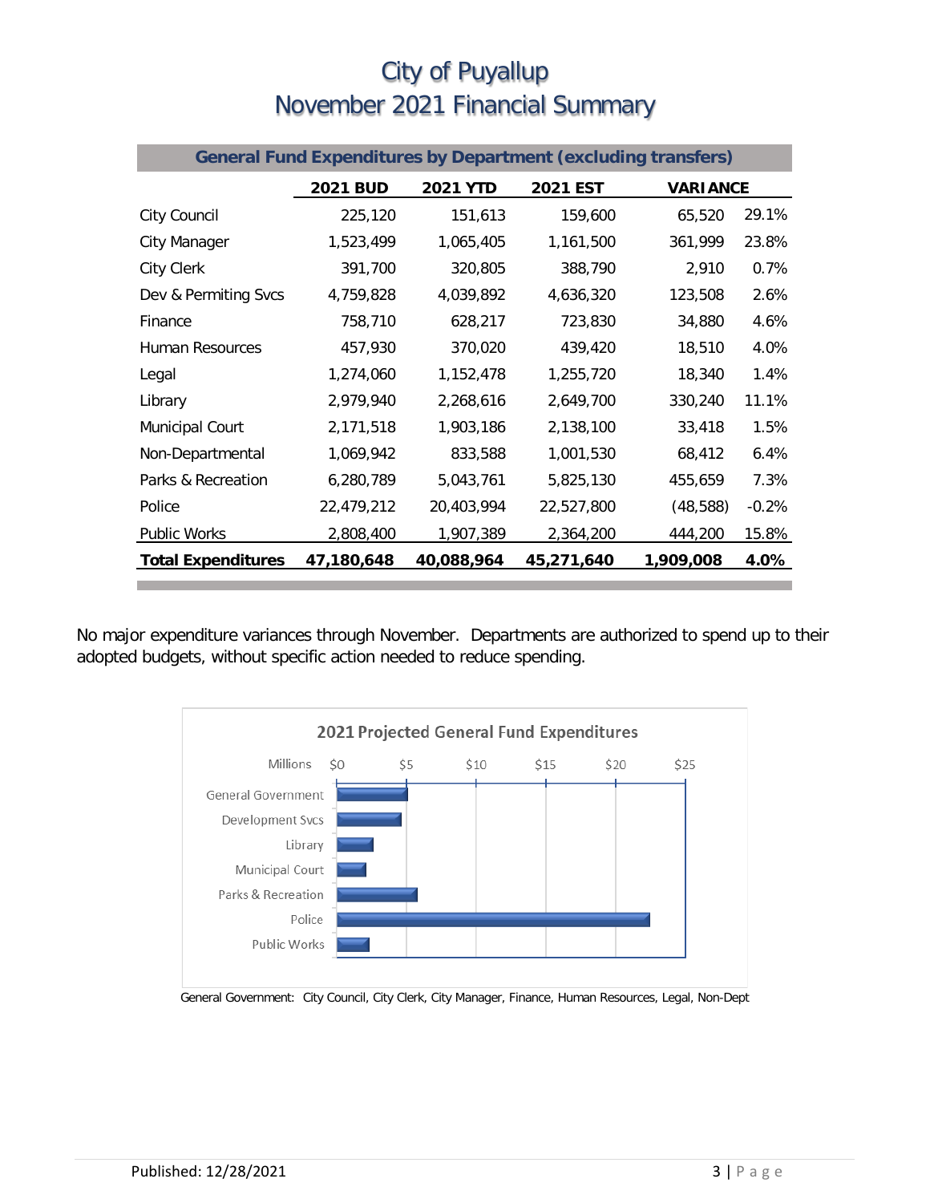# City of Puyallup
# November 2021 Financial Summary

| General Fund Expenditures by Department (excluding transfers) | | | | | |
|---|---|---|---|---|---|
| | 2021 BUD | 2021 YTD | 2021 EST | VARIANCE | |
| City Council | 225,120 | 151,613 | 159,600 | 65,520 | 29.1% |
| City Manager | 1,523,499 | 1,065,405 | 1,161,500 | 361,999 | 23.8% |
| City Clerk | 391,700 | 320,805 | 388,790 | 2,910 | 0.7% |
| Dev & Permiting Svcs | 4,759,828 | 4,039,892 | 4,636,320 | 123,508 | 2.6% |
| Finance | 758,710 | 628,217 | 723,830 | 34,880 | 4.6% |
| Human Resources | 457,930 | 370,020 | 439,420 | 18,510 | 4.0% |
| Legal | 1,274,060 | 1,152,478 | 1,255,720 | 18,340 | 1.4% |
| Library | 2,979,940 | 2,268,616 | 2,649,700 | 330,240 | 11.1% |
| Municipal Court | 2,171,518 | 1,903,186 | 2,138,100 | 33,418 | 1.5% |
| Non-Departmental | 1,069,942 | 833,588 | 1,001,530 | 68,412 | 6.4% |
| Parks & Recreation | 6,280,789 | 5,043,761 | 5,825,130 | 455,659 | 7.3% |
| Police | 22,479,212 | 20,403,994 | 22,527,800 | (48,588) | -0.2% |
| Public Works | 2,808,400 | 1,907,389 | 2,364,200 | 444,200 | 15.8% |
| **Total Expenditures** | **47,180,648** | **40,088,964** | **45,271,640** | **1,909,008** | **4.0%** |

No major expenditure variances through November. Departments are authorized to spend up to their adopted budgets, without specific action needed to reduce spending.

**2021 Projected General Fund Expenditures**

General Government: City Council, City Clerk, City Manager, Finance, Human Resources, Legal, Non-Dept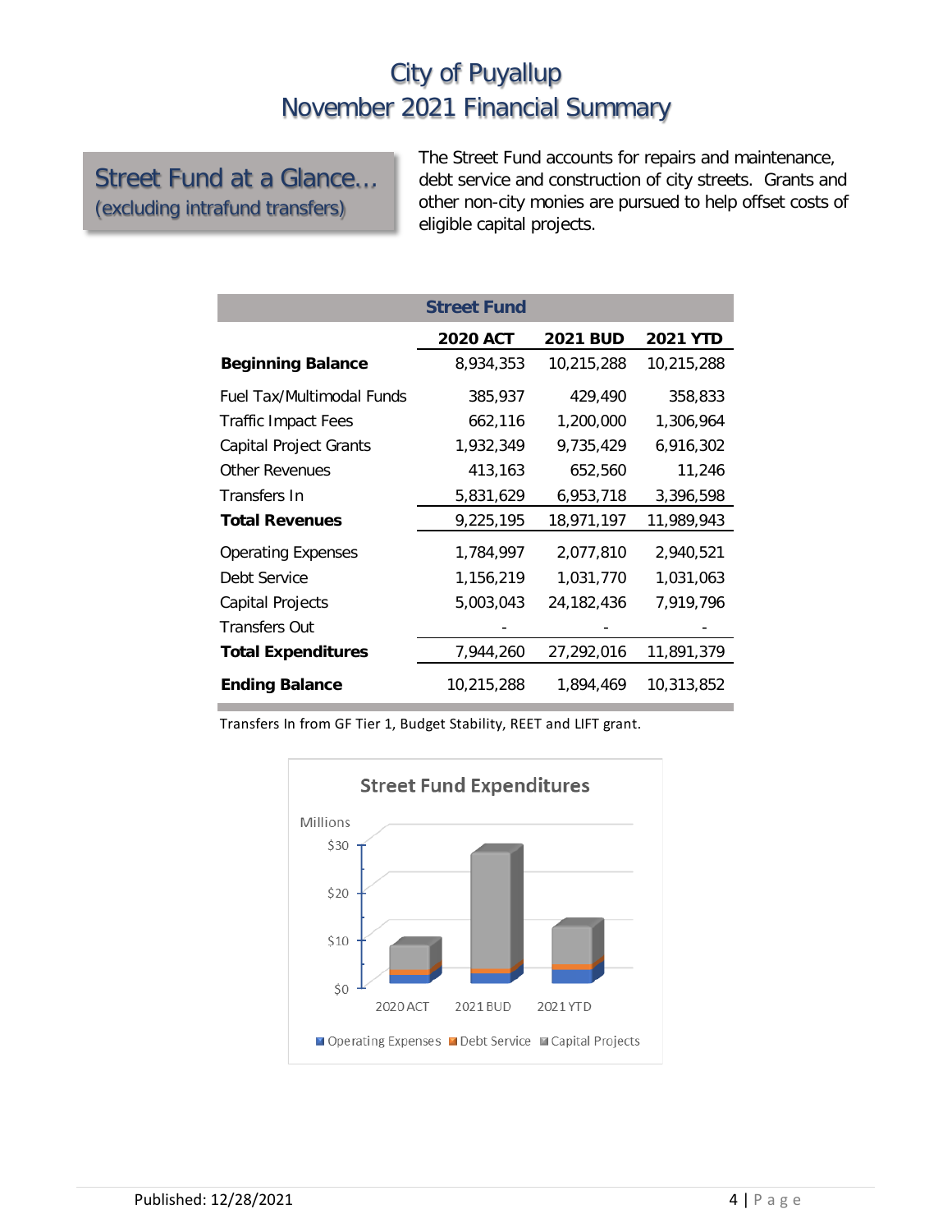# City of Puyallup
# November 2021 Financial Summary

## Street Fund at a Glance…
(excluding intrafund transfers)

The Street Fund accounts for repairs and maintenance, debt service and construction of city streets. Grants and other non-city monies are pursued to help offset costs of eligible capital projects.

| Street Fund | 2020 ACT | 2021 BUD | 2021 YTD |
|---|---|---|---|
| **Beginning Balance** | 8,934,353 | 10,215,288 | 10,215,288 |
| Fuel Tax/Multimodal Funds | 385,937 | 429,490 | 358,833 |
| Traffic Impact Fees | 662,116 | 1,200,000 | 1,306,964 |
| Capital Project Grants | 1,932,349 | 9,735,429 | 6,916,302 |
| Other Revenues | 413,163 | 652,560 | 11,246 |
| Transfers In | 5,831,629 | 6,953,718 | 3,396,598 |
| **Total Revenues** | 9,225,195 | 18,971,197 | 11,989,943 |
| Operating Expenses | 1,784,997 | 2,077,810 | 2,940,521 |
| Debt Service | 1,156,219 | 1,031,770 | 1,031,063 |
| Capital Projects | 5,003,043 | 24,182,436 | 7,919,796 |
| Transfers Out | - | - | - |
| **Total Expenditures** | 7,944,260 | 27,292,016 | 11,891,379 |
| **Ending Balance** | 10,215,288 | 1,894,469 | 10,313,852 |

Transfers In from GF Tier 1, Budget Stability, REET and LIFT grant.

Street Fund Expenditures

Millions: $30, $20, $10, $0

2020 ACT, 2021 BUD, 2021 YTD

Operating Expenses, Debt Service, Capital Projects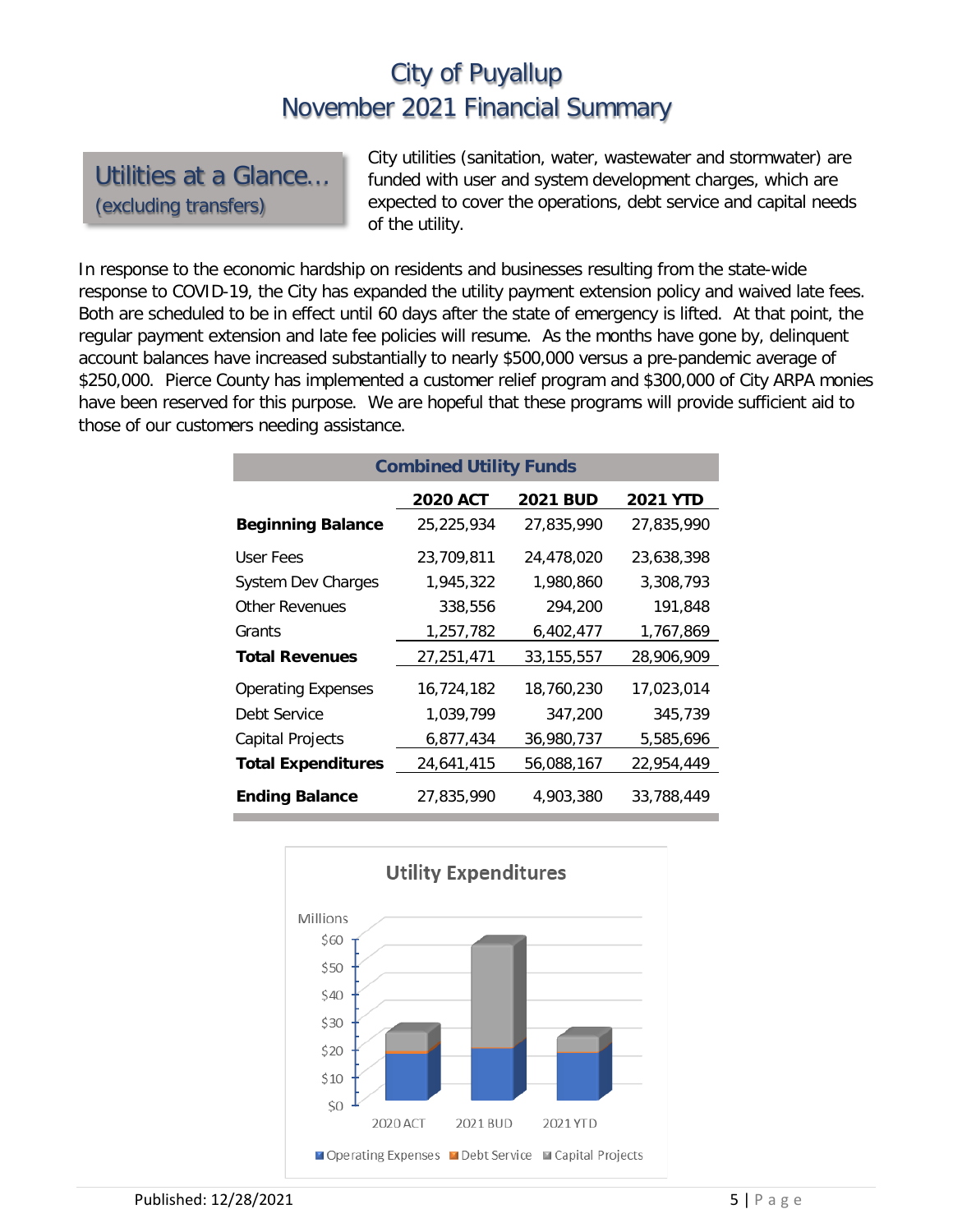# City of Puyallup
# November 2021 Financial Summary

## Utilities at a Glance… (excluding transfers)

City utilities (sanitation, water, wastewater and stormwater) are funded with user and system development charges, which are expected to cover the operations, debt service and capital needs of the utility.

In response to the economic hardship on residents and businesses resulting from the state-wide response to COVID-19, the City has expanded the utility payment extension policy and waived late fees. Both are scheduled to be in effect until 60 days after the state of emergency is lifted. At that point, the regular payment extension and late fee policies will resume. As the months have gone by, delinquent account balances have increased substantially to nearly $500,000 versus a pre-pandemic average of $250,000. Pierce County has implemented a customer relief program and $300,000 of City ARPA monies have been reserved for this purpose. We are hopeful that these programs will provide sufficient aid to those of our customers needing assistance.

**Combined Utility Funds**

| | 2020 ACT | 2021 BUD | 2021 YTD |
|---|---|---|---|
| **Beginning Balance** | 25,225,934 | 27,835,990 | 27,835,990 |
| User Fees | 23,709,811 | 24,478,020 | 23,638,398 |
| System Dev Charges | 1,945,322 | 1,980,860 | 3,308,793 |
| Other Revenues | 338,556 | 294,200 | 191,848 |
| Grants | 1,257,782 | 6,402,477 | 1,767,869 |
| **Total Revenues** | 27,251,471 | 33,155,557 | 28,906,909 |
| Operating Expenses | 16,724,182 | 18,760,230 | 17,023,014 |
| Debt Service | 1,039,799 | 347,200 | 345,739 |
| Capital Projects | 6,877,434 | 36,980,737 | 5,585,696 |
| **Total Expenditures** | 24,641,415 | 56,088,167 | 22,954,449 |
| **Ending Balance** | 27,835,990 | 4,903,380 | 33,788,449 |

**Utility Expenditures**

Millions: $0, $10, $20, $30, $40, $50, $60

2020 ACT, 2021 BUD, 2021 YTD

Operating Expenses, Debt Service, Capital Projects

Published: 12/28/2021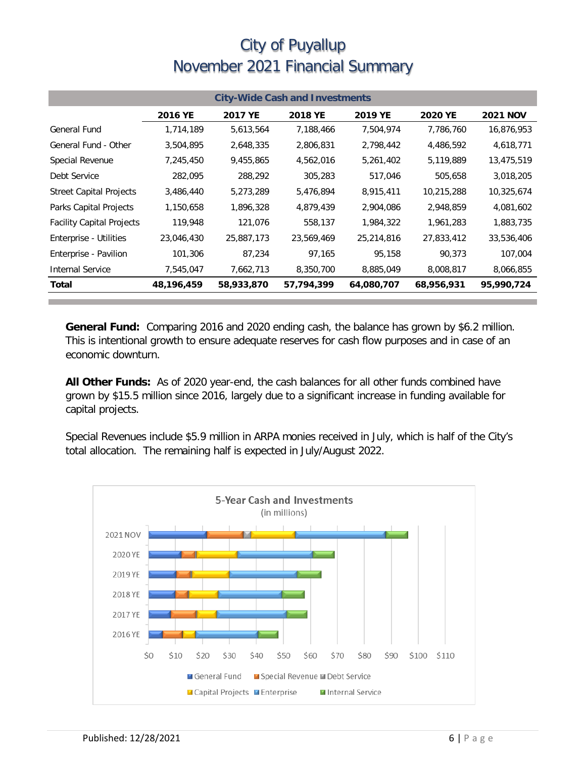# City of Puyallup
# November 2021 Financial Summary

| City-Wide Cash and Investments | | | | | | |
|---|---|---|---|---|---|---|
| | 2016 YE | 2017 YE | 2018 YE | 2019 YE | 2020 YE | 2021 NOV |
| General Fund | 1,714,189 | 5,613,564 | 7,188,466 | 7,504,974 | 7,786,760 | 16,876,953 |
| General Fund - Other | 3,504,895 | 2,648,335 | 2,806,831 | 2,798,442 | 4,486,592 | 4,618,771 |
| Special Revenue | 7,245,450 | 9,455,865 | 4,562,016 | 5,261,402 | 5,119,889 | 13,475,519 |
| Debt Service | 282,095 | 288,292 | 305,283 | 517,046 | 505,658 | 3,018,205 |
| Street Capital Projects | 3,486,440 | 5,273,289 | 5,476,894 | 8,915,411 | 10,215,288 | 10,325,674 |
| Parks Capital Projects | 1,150,658 | 1,896,328 | 4,879,439 | 2,904,086 | 2,948,859 | 4,081,602 |
| Facility Capital Projects | 119,948 | 121,076 | 558,137 | 1,984,322 | 1,961,283 | 1,883,735 |
| Enterprise - Utilities | 23,046,430 | 25,887,173 | 23,569,469 | 25,214,816 | 27,833,412 | 33,536,406 |
| Enterprise - Pavilion | 101,306 | 87,234 | 97,165 | 95,158 | 90,373 | 107,004 |
| Internal Service | 7,545,047 | 7,662,713 | 8,350,700 | 8,885,049 | 8,008,817 | 8,066,855 |
| **Total** | **48,196,459** | **58,933,870** | **57,794,399** | **64,080,707** | **68,956,931** | **95,990,724** |

**General Fund:** Comparing 2016 and 2020 ending cash, the balance has grown by $6.2 million. This is intentional growth to ensure adequate reserves for cash flow purposes and in case of an economic downturn.

**All Other Funds:** As of 2020 year-end, the cash balances for all other funds combined have grown by $15.5 million since 2016, largely due to a significant increase in funding available for capital projects.

Special Revenues include $5.9 million in ARPA monies received in July, which is half of the City's total allocation. The remaining half is expected in July/August 2022.

5-Year Cash and Investments (in millions)

| Year | Chart Categories |
|---|---|
| 2021 NOV, 2020 YE, 2019 YE, 2018 YE, 2017 YE, 2016 YE | General Fund, Special Revenue, Debt Service, Capital Projects, Enterprise, Internal Service |

X-axis: $0, $10, $20, $30, $40, $50, $60, $70, $80, $90, $100, $110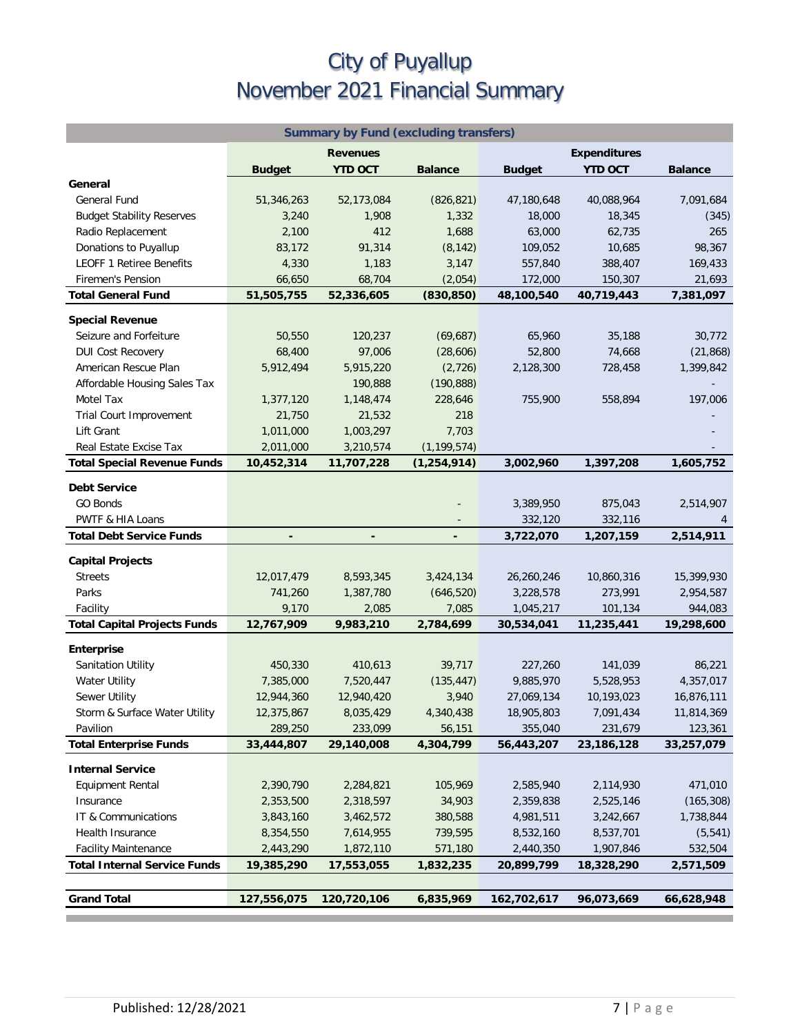# City of Puyallup
# November 2021 Financial Summary

| Summary by Fund (excluding transfers) | | | | | | |
|---|---|---|---|---|---|---|
| | Revenues | | | Expenditures | | |
| | **Budget** | **YTD OCT** | **Balance** | **Budget** | **YTD OCT** | **Balance** |
| **General** | | | | | | |
| General Fund | 51,346,263 | 52,173,084 | (826,821) | 47,180,648 | 40,088,964 | 7,091,684 |
| Budget Stability Reserves | 3,240 | 1,908 | 1,332 | 18,000 | 18,345 | (345) |
| Radio Replacement | 2,100 | 412 | 1,688 | 63,000 | 62,735 | 265 |
| Donations to Puyallup | 83,172 | 91,314 | (8,142) | 109,052 | 10,685 | 98,367 |
| LEOFF 1 Retiree Benefits | 4,330 | 1,183 | 3,147 | 557,840 | 388,407 | 169,433 |
| Firemen's Pension | 66,650 | 68,704 | (2,054) | 172,000 | 150,307 | 21,693 |
| **Total General Fund** | **51,505,755** | **52,336,605** | **(830,850)** | **48,100,540** | **40,719,443** | **7,381,097** |
| **Special Revenue** | | | | | | |
| Seizure and Forfeiture | 50,550 | 120,237 | (69,687) | 65,960 | 35,188 | 30,772 |
| DUI Cost Recovery | 68,400 | 97,006 | (28,606) | 52,800 | 74,668 | (21,868) |
| American Rescue Plan | 5,912,494 | 5,915,220 | (2,726) | 2,128,300 | 728,458 | 1,399,842 |
| Affordable Housing Sales Tax | | 190,888 | (190,888) | | | - |
| Motel Tax | 1,377,120 | 1,148,474 | 228,646 | 755,900 | 558,894 | 197,006 |
| Trial Court Improvement | 21,750 | 21,532 | 218 | | | - |
| Lift Grant | 1,011,000 | 1,003,297 | 7,703 | | | - |
| Real Estate Excise Tax | 2,011,000 | 3,210,574 | (1,199,574) | | | - |
| **Total Special Revenue Funds** | **10,452,314** | **11,707,228** | **(1,254,914)** | **3,002,960** | **1,397,208** | **1,605,752** |
| **Debt Service** | | | | | | |
| GO Bonds | | | - | 3,389,950 | 875,043 | 2,514,907 |
| PWTF & HIA Loans | | | - | 332,120 | 332,116 | 4 |
| **Total Debt Service Funds** | **-** | **-** | **-** | **3,722,070** | **1,207,159** | **2,514,911** |
| **Capital Projects** | | | | | | |
| Streets | 12,017,479 | 8,593,345 | 3,424,134 | 26,260,246 | 10,860,316 | 15,399,930 |
| Parks | 741,260 | 1,387,780 | (646,520) | 3,228,578 | 273,991 | 2,954,587 |
| Facility | 9,170 | 2,085 | 7,085 | 1,045,217 | 101,134 | 944,083 |
| **Total Capital Projects Funds** | **12,767,909** | **9,983,210** | **2,784,699** | **30,534,041** | **11,235,441** | **19,298,600** |
| **Enterprise** | | | | | | |
| Sanitation Utility | 450,330 | 410,613 | 39,717 | 227,260 | 141,039 | 86,221 |
| Water Utility | 7,385,000 | 7,520,447 | (135,447) | 9,885,970 | 5,528,953 | 4,357,017 |
| Sewer Utility | 12,944,360 | 12,940,420 | 3,940 | 27,069,134 | 10,193,023 | 16,876,111 |
| Storm & Surface Water Utility | 12,375,867 | 8,035,429 | 4,340,438 | 18,905,803 | 7,091,434 | 11,814,369 |
| Pavilion | 289,250 | 233,099 | 56,151 | 355,040 | 231,679 | 123,361 |
| **Total Enterprise Funds** | **33,444,807** | **29,140,008** | **4,304,799** | **56,443,207** | **23,186,128** | **33,257,079** |
| **Internal Service** | | | | | | |
| Equipment Rental | 2,390,790 | 2,284,821 | 105,969 | 2,585,940 | 2,114,930 | 471,010 |
| Insurance | 2,353,500 | 2,318,597 | 34,903 | 2,359,838 | 2,525,146 | (165,308) |
| IT & Communications | 3,843,160 | 3,462,572 | 380,588 | 4,981,511 | 3,242,667 | 1,738,844 |
| Health Insurance | 8,354,550 | 7,614,955 | 739,595 | 8,532,160 | 8,537,701 | (5,541) |
| Facility Maintenance | 2,443,290 | 1,872,110 | 571,180 | 2,440,350 | 1,907,846 | 532,504 |
| **Total Internal Service Funds** | **19,385,290** | **17,553,055** | **1,832,235** | **20,899,799** | **18,328,290** | **2,571,509** |
| **Grand Total** | **127,556,075** | **120,720,106** | **6,835,969** | **162,702,617** | **96,073,669** | **66,628,948** |

Published: 12/28/2021